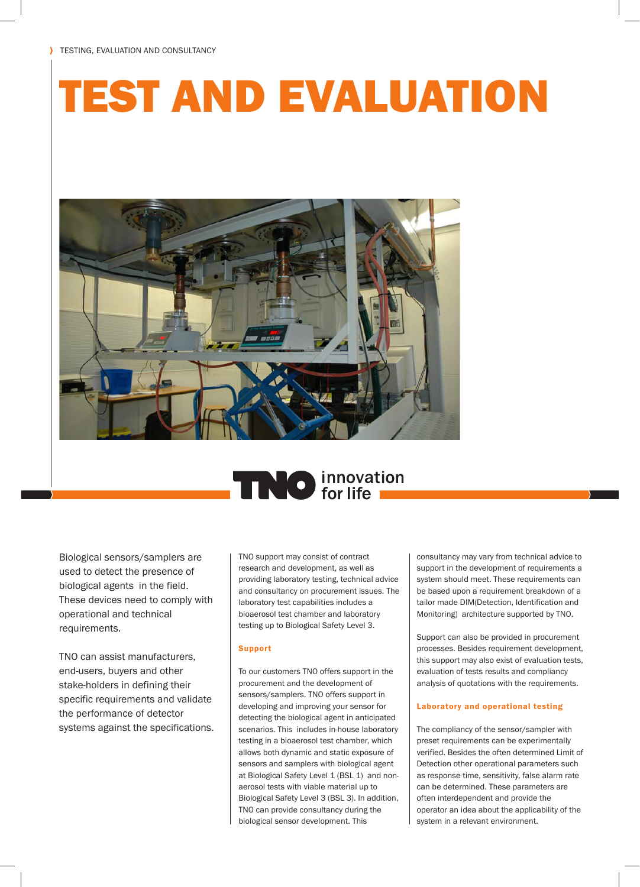TESTING, EVALUATION AND CONSULTANCY

# TEST AND EVALUATION

TNO innovation for life

Biological sensors/samplers are used to detect the presence of biological agents in the field. These devices need to comply with operational and technical requirements.

TNO can assist manufacturers, end-users, buyers and other stake-holders in defining their specific requirements and validate the performance of detector systems against the specifications.

TNO support may consist of contract research and development, as well as providing laboratory testing, technical advice and consultancy on procurement issues. The laboratory test capabilities includes a bioaerosol test chamber and laboratory testing up to Biological Safety Level 3.

## Support

To our customers TNO offers support in the procurement and the development of sensors/samplers. TNO offers support in developing and improving your sensor for detecting the biological agent in anticipated scenarios. This includes in-house laboratory testing in a bioaerosol test chamber, which allows both dynamic and static exposure of sensors and samplers with biological agent at Biological Safety Level 1 (BSL 1) and non-aerosol tests with viable material up to Biological Safety Level 3 (BSL 3). In addition, TNO can provide consultancy during the biological sensor development. This consultancy may vary from technical advice to support in the development of requirements a system should meet. These requirements can be based upon a requirement breakdown of a tailor made DIM(Detection, Identification and Monitoring) architecture supported by TNO.

Support can also be provided in procurement processes. Besides requirement development, this support may also exist of evaluation tests, evaluation of tests results and compliancy analysis of quotations with the requirements.

## Laboratory and operational testing

The compliancy of the sensor/sampler with preset requirements can be experimentally verified. Besides the often determined Limit of Detection other operational parameters such as response time, sensitivity, false alarm rate can be determined. These parameters are often interdependent and provide the operator an idea about the applicability of the system in a relevant environment.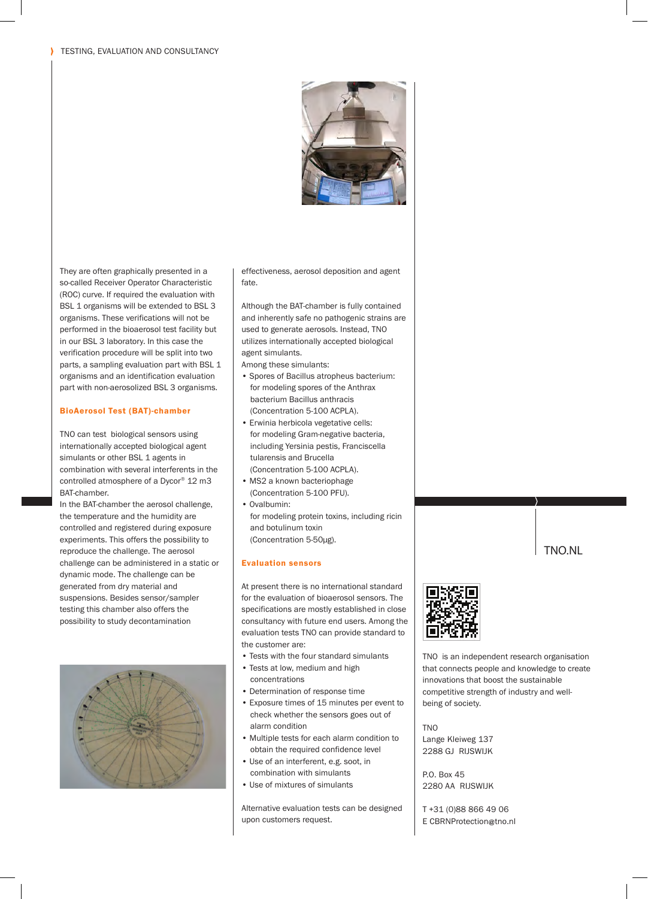They are often graphically presented in a so-called Receiver Operator Characteristic (ROC) curve. If required the evaluation with BSL 1 organisms will be extended to BSL 3 organisms. These verifications will not be performed in the bioaerosol test facility but in our BSL 3 laboratory. In this case the verification procedure will be split into two parts, a sampling evaluation part with BSL 1 organisms and an identification evaluation part with non-aerosolized BSL 3 organisms.

### BioAerosol Test (BAT)-chamber

TNO can test biological sensors using internationally accepted biological agent simulants or other BSL 1 agents in combination with several interferents in the controlled atmosphere of a Dycor® 12 m3 BAT-chamber.
In the BAT-chamber the aerosol challenge, the temperature and the humidity are controlled and registered during exposure experiments. This offers the possibility to reproduce the challenge. The aerosol challenge can be administered in a static or dynamic mode. The challenge can be generated from dry material and suspensions. Besides sensor/sampler testing this chamber also offers the possibility to study decontamination effectiveness, aerosol deposition and agent fate.

Although the BAT-chamber is fully contained and inherently safe no pathogenic strains are used to generate aerosols. Instead, TNO utilizes internationally accepted biological agent simulants.
Among these simulants:

- Spores of Bacillus atropheus bacterium: for modeling spores of the Anthrax bacterium Bacillus anthracis (Concentration 5-100 ACPLA).
- Erwinia herbicola vegetative cells: for modeling Gram-negative bacteria, including Yersinia pestis, Franciscella tularensis and Brucella (Concentration 5-100 ACPLA).
- MS2 a known bacteriophage (Concentration 5-100 PFU).
- Ovalbumin: for modeling protein toxins, including ricin and botulinum toxin (Concentration 5-50µg).

### Evaluation sensors

At present there is no international standard for the evaluation of bioaerosol sensors. The specifications are mostly established in close consultancy with future end users. Among the evaluation tests TNO can provide standard to the customer are:

- Tests with the four standard simulants
- Tests at low, medium and high concentrations
- Determination of response time
- Exposure times of 15 minutes per event to check whether the sensors goes out of alarm condition
- Multiple tests for each alarm condition to obtain the required confidence level
- Use of an interferent, e.g. soot, in combination with simulants
- Use of mixtures of simulants

Alternative evaluation tests can be designed upon customers request.

TNO.NL

TNO is an independent research organisation that connects people and knowledge to create innovations that boost the sustainable competitive strength of industry and well-being of society.

TNO
Lange Kleiweg 137
2288 GJ RIJSWIJK

P.O. Box 45
2280 AA RIJSWIJK

T +31 (0)88 866 49 06
E CBRNProtection@tno.nl